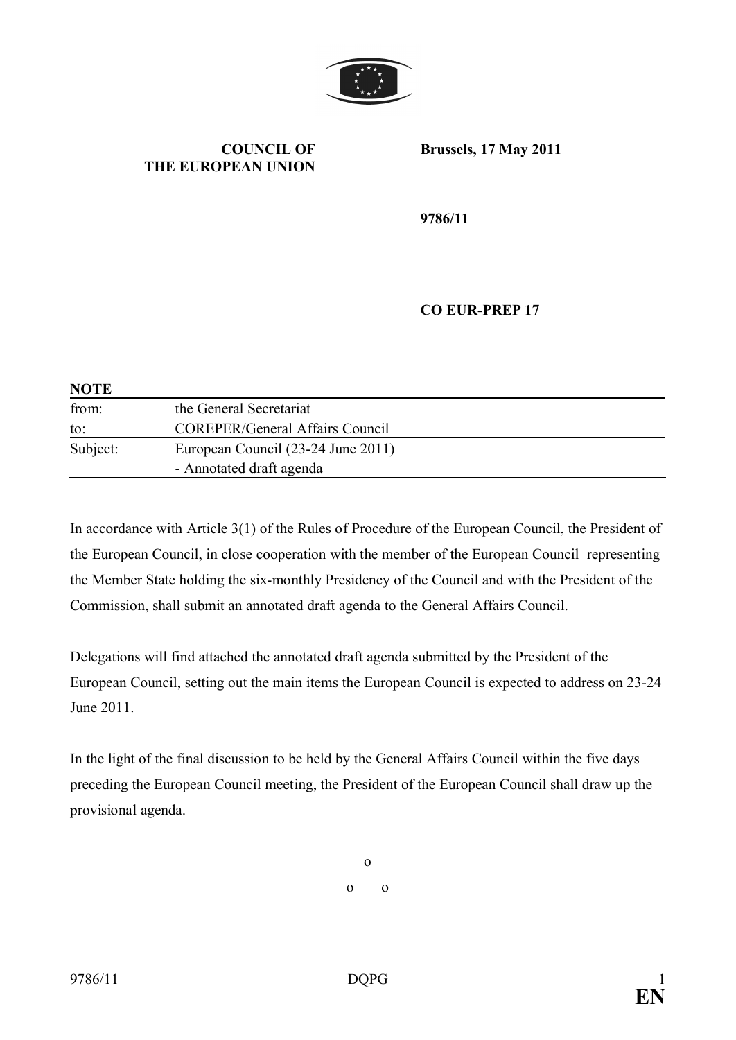**COUNCIL OF THE EUROPEAN UNION**

**Brussels, 17 May 2011**

**9786/11**

**CO EUR-PREP 17**

**NOTE**

| | |
|---|---|
| from: | the General Secretariat |
| to: | COREPER/General Affairs Council |
| Subject: | European Council (23-24 June 2011)<br>- Annotated draft agenda |

In accordance with Article 3(1) of the Rules of Procedure of the European Council, the President of the European Council, in close cooperation with the member of the European Council representing the Member State holding the six-monthly Presidency of the Council and with the President of the Commission, shall submit an annotated draft agenda to the General Affairs Council.

Delegations will find attached the annotated draft agenda submitted by the President of the European Council, setting out the main items the European Council is expected to address on 23-24 June 2011.

In the light of the final discussion to be held by the General Affairs Council within the five days preceding the European Council meeting, the President of the European Council shall draw up the provisional agenda.

o

o o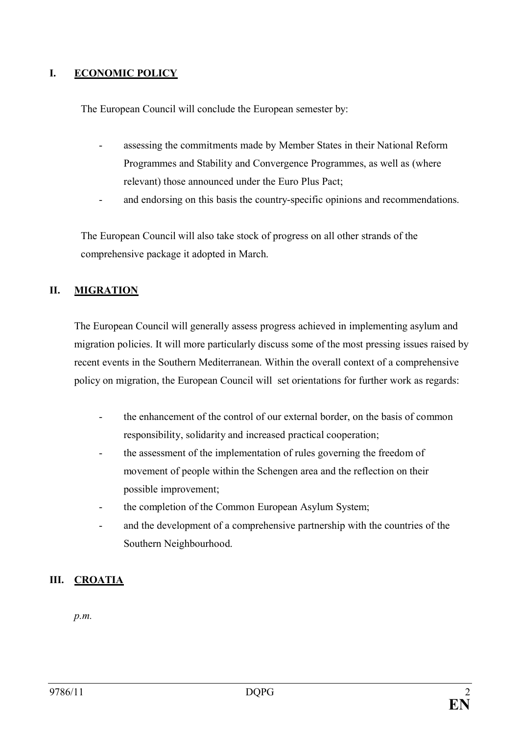## I. ECONOMIC POLICY

The European Council will conclude the European semester by:

- assessing the commitments made by Member States in their National Reform Programmes and Stability and Convergence Programmes, as well as (where relevant) those announced under the Euro Plus Pact;
- and endorsing on this basis the country-specific opinions and recommendations.

The European Council will also take stock of progress on all other strands of the comprehensive package it adopted in March.

## II. MIGRATION

The European Council will generally assess progress achieved in implementing asylum and migration policies. It will more particularly discuss some of the most pressing issues raised by recent events in the Southern Mediterranean. Within the overall context of a comprehensive policy on migration, the European Council will set orientations for further work as regards:

- the enhancement of the control of our external border, on the basis of common responsibility, solidarity and increased practical cooperation;
- the assessment of the implementation of rules governing the freedom of movement of people within the Schengen area and the reflection on their possible improvement;
- the completion of the Common European Asylum System;
- and the development of a comprehensive partnership with the countries of the Southern Neighbourhood.

## III. CROATIA

*p.m.*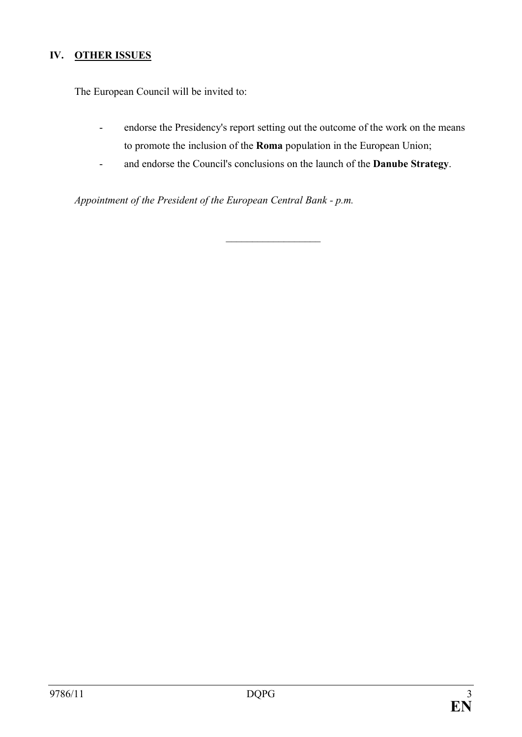## IV. OTHER ISSUES

The European Council will be invited to:

- endorse the Presidency's report setting out the outcome of the work on the means to promote the inclusion of the **Roma** population in the European Union;
- and endorse the Council's conclusions on the launch of the **Danube Strategy**.

*Appointment of the President of the European Central Bank - p.m.*

\_\_\_\_\_\_\_\_\_\_\_\_\_\_\_\_\_\_\_\_